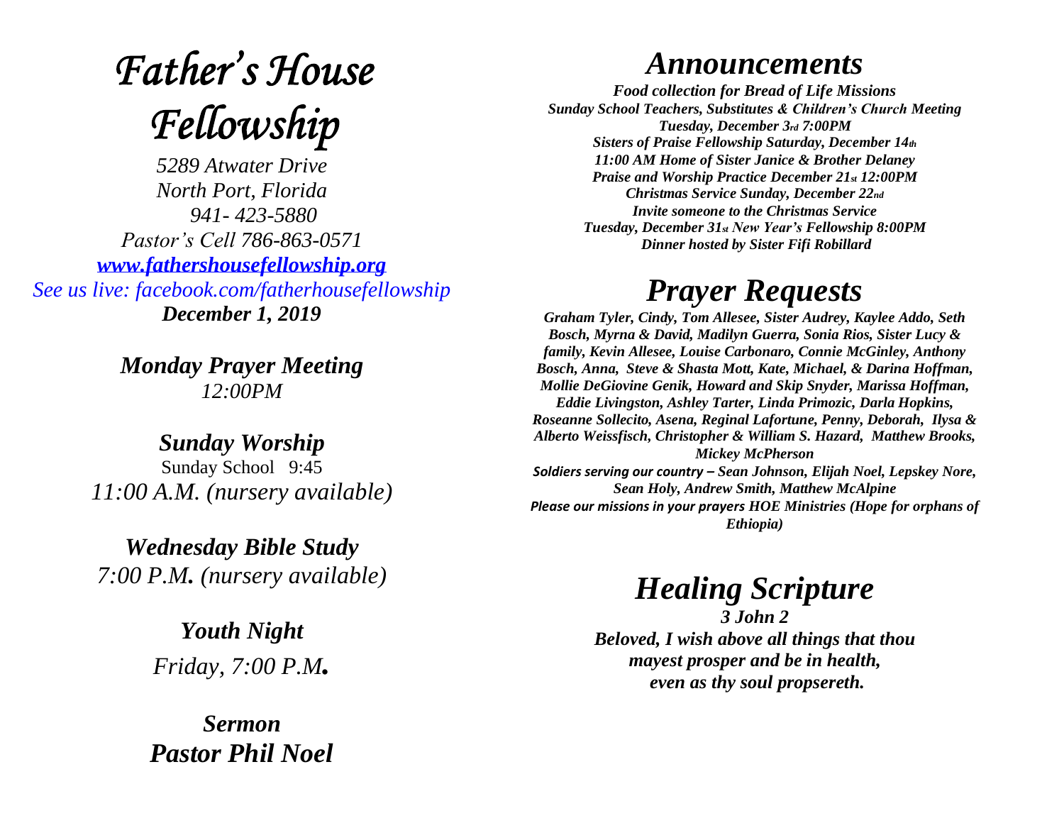# *Father's House Fellowship*

*5289 Atwater Drive*
*North Port, Florida*
*941- 423-5880*
*Pastor's Cell 786-863-0571*
*[www.fathershousefellowship.org](http://www.fathershousefellowship.org)*
*See us live: facebook.com/fatherhousefellowship*
***December 1, 2019***

***Monday Prayer Meeting***
*12:00PM*

***Sunday Worship***
Sunday School 9:45
*11:00 A.M. (nursery available)*

***Wednesday Bible Study***
*7:00 P.M. (nursery available)*

***Youth Night***
*Friday, 7:00 P.M.*

***Sermon***
***Pastor Phil Noel***

# *Announcements*

***Food collection for Bread of Life Missions***
***Sunday School Teachers, Substitutes & Children's Church Meeting***
***Tuesday, December 3rd 7:00PM***
***Sisters of Praise Fellowship Saturday, December 14th***
***11:00 AM Home of Sister Janice & Brother Delaney***
***Praise and Worship Practice December 21st 12:00PM***
***Christmas Service Sunday, December 22nd***
***Invite someone to the Christmas Service***
***Tuesday, December 31st New Year's Fellowship 8:00PM***
***Dinner hosted by Sister Fifi Robillard***

# *Prayer Requests*

***Graham Tyler, Cindy, Tom Allesee, Sister Audrey, Kaylee Addo, Seth Bosch, Myrna & David, Madilyn Guerra, Sonia Rios, Sister Lucy & family, Kevin Allesee, Louise Carbonaro, Connie McGinley, Anthony Bosch, Anna, Steve & Shasta Mott, Kate, Michael, & Darina Hoffman, Mollie DeGiovine Genik, Howard and Skip Snyder, Marissa Hoffman, Eddie Livingston, Ashley Tarter, Linda Primozic, Darla Hopkins, Roseanne Sollecito, Asena, Reginal Lafortune, Penny, Deborah, Ilysa & Alberto Weissfisch, Christopher & William S. Hazard, Matthew Brooks, Mickey McPherson***

***Soldiers serving our country – Sean Johnson, Elijah Noel, Lepskey Nore, Sean Holy, Andrew Smith, Matthew McAlpine***

***Please our missions in your prayers HOE Ministries (Hope for orphans of Ethiopia)***

# *Healing Scripture*

***3 John 2***
***Beloved, I wish above all things that thou mayest prosper and be in health, even as thy soul propsereth.***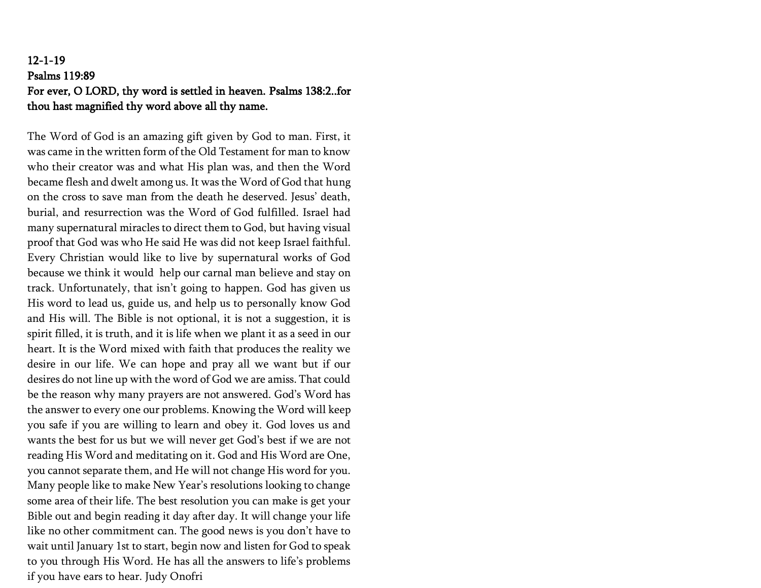**12-1-19**
**Psalms 119:89**
**For ever, O LORD, thy word is settled in heaven. Psalms 138:2..for thou hast magnified thy word above all thy name.**

The Word of God is an amazing gift given by God to man. First, it was came in the written form of the Old Testament for man to know who their creator was and what His plan was, and then the Word became flesh and dwelt among us. It was the Word of God that hung on the cross to save man from the death he deserved. Jesus' death, burial, and resurrection was the Word of God fulfilled. Israel had many supernatural miracles to direct them to God, but having visual proof that God was who He said He was did not keep Israel faithful. Every Christian would like to live by supernatural works of God because we think it would help our carnal man believe and stay on track. Unfortunately, that isn't going to happen. God has given us His word to lead us, guide us, and help us to personally know God and His will. The Bible is not optional, it is not a suggestion, it is spirit filled, it is truth, and it is life when we plant it as a seed in our heart. It is the Word mixed with faith that produces the reality we desire in our life. We can hope and pray all we want but if our desires do not line up with the word of God we are amiss. That could be the reason why many prayers are not answered. God's Word has the answer to every one our problems. Knowing the Word will keep you safe if you are willing to learn and obey it. God loves us and wants the best for us but we will never get God's best if we are not reading His Word and meditating on it. God and His Word are One, you cannot separate them, and He will not change His word for you. Many people like to make New Year's resolutions looking to change some area of their life. The best resolution you can make is get your Bible out and begin reading it day after day. It will change your life like no other commitment can. The good news is you don't have to wait until January 1st to start, begin now and listen for God to speak to you through His Word. He has all the answers to life's problems if you have ears to hear. Judy Onofri